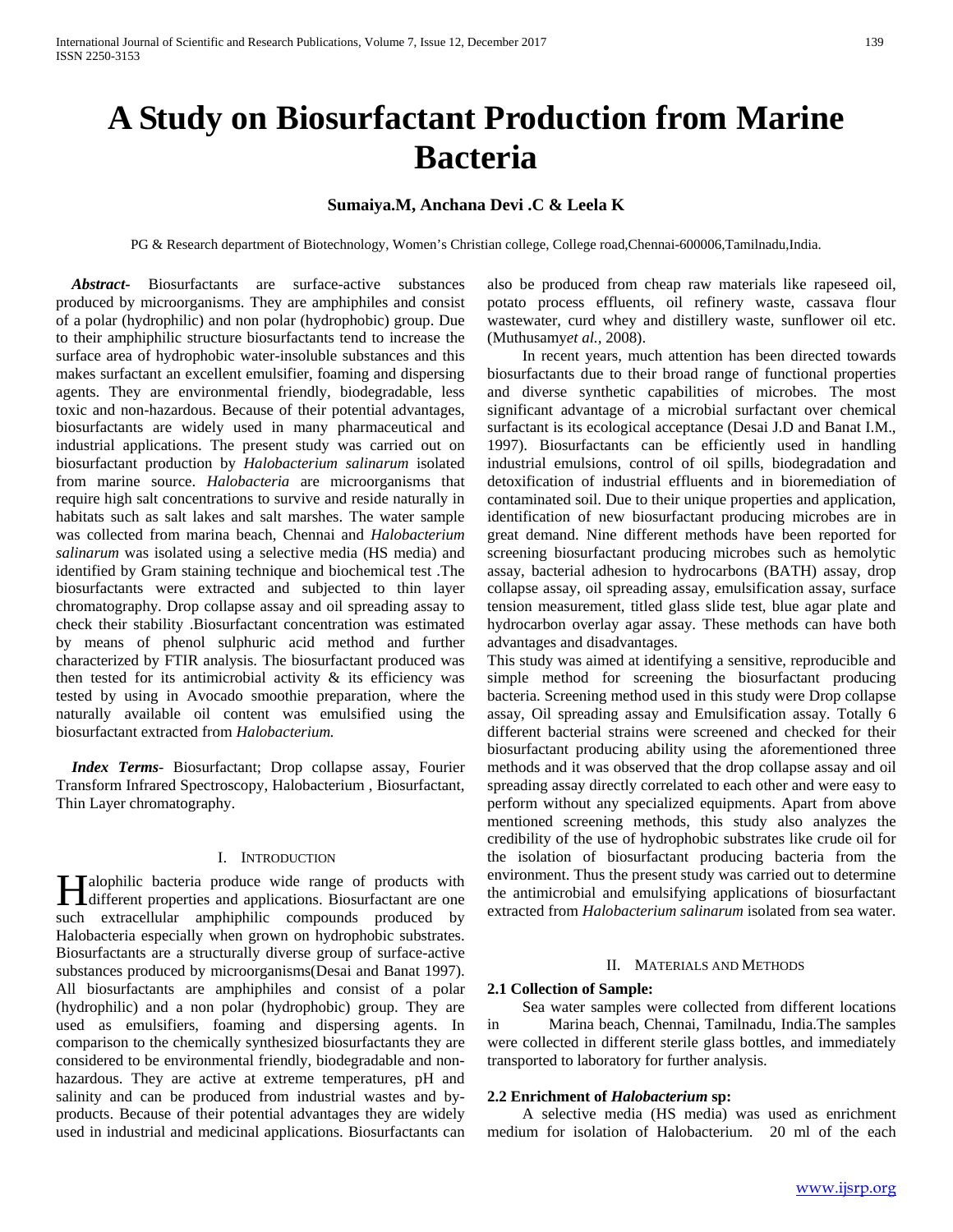# A Study on Biosurfactant Production from Marine Bacteria

**Sumaiya.M, Anchana Devi .C & Leela K**

PG & Research department of Biotechnology, Women's Christian college, College road,Chennai-600006,Tamilnadu,India.

***Abstract-*** Biosurfactants are surface-active substances produced by microorganisms. They are amphiphiles and consist of a polar (hydrophilic) and non polar (hydrophobic) group. Due to their amphiphilic structure biosurfactants tend to increase the surface area of hydrophobic water-insoluble substances and this makes surfactant an excellent emulsifier, foaming and dispersing agents. They are environmental friendly, biodegradable, less toxic and non-hazardous. Because of their potential advantages, biosurfactants are widely used in many pharmaceutical and industrial applications. The present study was carried out on biosurfactant production by *Halobacterium salinarum* isolated from marine source. *Halobacteria* are microorganisms that require high salt concentrations to survive and reside naturally in habitats such as salt lakes and salt marshes. The water sample was collected from marina beach, Chennai and *Halobacterium salinarum* was isolated using a selective media (HS media) and identified by Gram staining technique and biochemical test .The biosurfactants were extracted and subjected to thin layer chromatography. Drop collapse assay and oil spreading assay to check their stability .Biosurfactant concentration was estimated by means of phenol sulphuric acid method and further characterized by FTIR analysis. The biosurfactant produced was then tested for its antimicrobial activity & its efficiency was tested by using in Avocado smoothie preparation, where the naturally available oil content was emulsified using the biosurfactant extracted from *Halobacterium.*

***Index Terms-*** Biosurfactant; Drop collapse assay, Fourier Transform Infrared Spectroscopy, Halobacterium , Biosurfactant, Thin Layer chromatography.

## I. Introduction

Halophilic bacteria produce wide range of products with different properties and applications. Biosurfactant are one such extracellular amphiphilic compounds produced by Halobacteria especially when grown on hydrophobic substrates. Biosurfactants are a structurally diverse group of surface-active substances produced by microorganisms(Desai and Banat 1997). All biosurfactants are amphiphiles and consist of a polar (hydrophilic) and a non polar (hydrophobic) group. They are used as emulsifiers, foaming and dispersing agents. In comparison to the chemically synthesized biosurfactants they are considered to be environmental friendly, biodegradable and non-hazardous. They are active at extreme temperatures, pH and salinity and can be produced from industrial wastes and by-products. Because of their potential advantages they are widely used in industrial and medicinal applications. Biosurfactants can also be produced from cheap raw materials like rapeseed oil, potato process effluents, oil refinery waste, cassava flour wastewater, curd whey and distillery waste, sunflower oil etc. (Muthusamy*et al.,* 2008).

In recent years, much attention has been directed towards biosurfactants due to their broad range of functional properties and diverse synthetic capabilities of microbes. The most significant advantage of a microbial surfactant over chemical surfactant is its ecological acceptance (Desai J.D and Banat I.M., 1997). Biosurfactants can be efficiently used in handling industrial emulsions, control of oil spills, biodegradation and detoxification of industrial effluents and in bioremediation of contaminated soil. Due to their unique properties and application, identification of new biosurfactant producing microbes are in great demand. Nine different methods have been reported for screening biosurfactant producing microbes such as hemolytic assay, bacterial adhesion to hydrocarbons (BATH) assay, drop collapse assay, oil spreading assay, emulsification assay, surface tension measurement, titled glass slide test, blue agar plate and hydrocarbon overlay agar assay. These methods can have both advantages and disadvantages.

This study was aimed at identifying a sensitive, reproducible and simple method for screening the biosurfactant producing bacteria. Screening method used in this study were Drop collapse assay, Oil spreading assay and Emulsification assay. Totally 6 different bacterial strains were screened and checked for their biosurfactant producing ability using the aforementioned three methods and it was observed that the drop collapse assay and oil spreading assay directly correlated to each other and were easy to perform without any specialized equipments. Apart from above mentioned screening methods, this study also analyzes the credibility of the use of hydrophobic substrates like crude oil for the isolation of biosurfactant producing bacteria from the environment. Thus the present study was carried out to determine the antimicrobial and emulsifying applications of biosurfactant extracted from *Halobacterium salinarum* isolated from sea water.

## II. Materials and Methods

### 2.1 Collection of Sample:

Sea water samples were collected from different locations in Marina beach, Chennai, Tamilnadu, India.The samples were collected in different sterile glass bottles, and immediately transported to laboratory for further analysis.

### 2.2 Enrichment of *Halobacterium* sp:

A selective media (HS media) was used as enrichment medium for isolation of Halobacterium. 20 ml of the each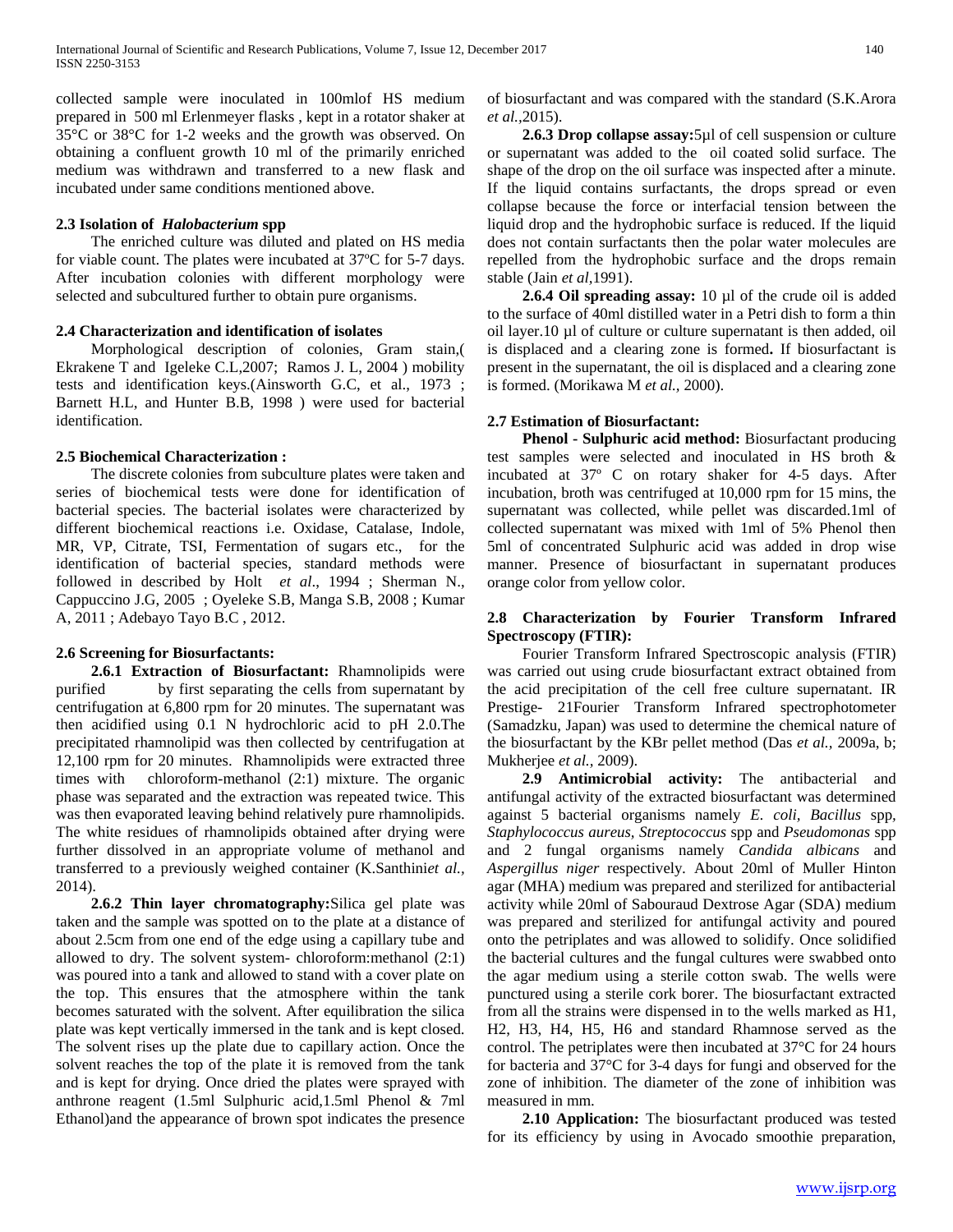collected sample were inoculated in 100mlof HS medium prepared in 500 ml Erlenmeyer flasks , kept in a rotator shaker at 35°C or 38°C for 1-2 weeks and the growth was observed. On obtaining a confluent growth 10 ml of the primarily enriched medium was withdrawn and transferred to a new flask and incubated under same conditions mentioned above.

### 2.3 Isolation of *Halobacterium* spp

The enriched culture was diluted and plated on HS media for viable count. The plates were incubated at 37ºC for 5-7 days. After incubation colonies with different morphology were selected and subcultured further to obtain pure organisms.

### 2.4 Characterization and identification of isolates

Morphological description of colonies, Gram stain,( Ekrakene T and Igeleke C.L,2007; Ramos J. L, 2004 ) mobility tests and identification keys.(Ainsworth G.C, et al., 1973 ; Barnett H.L, and Hunter B.B, 1998 ) were used for bacterial identification.

### 2.5 Biochemical Characterization :

The discrete colonies from subculture plates were taken and series of biochemical tests were done for identification of bacterial species. The bacterial isolates were characterized by different biochemical reactions i.e. Oxidase, Catalase, Indole, MR, VP, Citrate, TSI, Fermentation of sugars etc., for the identification of bacterial species, standard methods were followed in described by Holt *et al*., 1994 ; Sherman N., Cappuccino J.G, 2005 ; Oyeleke S.B, Manga S.B, 2008 ; Kumar A, 2011 ; Adebayo Tayo B.C , 2012.

### 2.6 Screening for Biosurfactants:

**2.6.1 Extraction of Biosurfactant:** Rhamnolipids were purified by first separating the cells from supernatant by centrifugation at 6,800 rpm for 20 minutes. The supernatant was then acidified using 0.1 N hydrochloric acid to pH 2.0.The precipitated rhamnolipid was then collected by centrifugation at 12,100 rpm for 20 minutes. Rhamnolipids were extracted three times with chloroform-methanol (2:1) mixture. The organic phase was separated and the extraction was repeated twice. This was then evaporated leaving behind relatively pure rhamnolipids. The white residues of rhamnolipids obtained after drying were further dissolved in an appropriate volume of methanol and transferred to a previously weighed container (K.Santhini*et al.,* 2014).

**2.6.2 Thin layer chromatography:**Silica gel plate was taken and the sample was spotted on to the plate at a distance of about 2.5cm from one end of the edge using a capillary tube and allowed to dry. The solvent system- chloroform:methanol (2:1) was poured into a tank and allowed to stand with a cover plate on the top. This ensures that the atmosphere within the tank becomes saturated with the solvent. After equilibration the silica plate was kept vertically immersed in the tank and is kept closed. The solvent rises up the plate due to capillary action. Once the solvent reaches the top of the plate it is removed from the tank and is kept for drying. Once dried the plates were sprayed with anthrone reagent (1.5ml Sulphuric acid,1.5ml Phenol & 7ml Ethanol)and the appearance of brown spot indicates the presence of biosurfactant and was compared with the standard (S.K.Arora *et al.,*2015).

**2.6.3 Drop collapse assay:**5µl of cell suspension or culture or supernatant was added to the oil coated solid surface. The shape of the drop on the oil surface was inspected after a minute. If the liquid contains surfactants, the drops spread or even collapse because the force or interfacial tension between the liquid drop and the hydrophobic surface is reduced. If the liquid does not contain surfactants then the polar water molecules are repelled from the hydrophobic surface and the drops remain stable (Jain *et al*,1991).

**2.6.4 Oil spreading assay:** 10 µl of the crude oil is added to the surface of 40ml distilled water in a Petri dish to form a thin oil layer.10 µl of culture or culture supernatant is then added, oil is displaced and a clearing zone is formed**.** If biosurfactant is present in the supernatant, the oil is displaced and a clearing zone is formed. (Morikawa M *et al.,* 2000).

### 2.7 Estimation of Biosurfactant:

**Phenol - Sulphuric acid method:** Biosurfactant producing test samples were selected and inoculated in HS broth & incubated at 37º C on rotary shaker for 4-5 days. After incubation, broth was centrifuged at 10,000 rpm for 15 mins, the supernatant was collected, while pellet was discarded.1ml of collected supernatant was mixed with 1ml of 5% Phenol then 5ml of concentrated Sulphuric acid was added in drop wise manner. Presence of biosurfactant in supernatant produces orange color from yellow color.

### 2.8 Characterization by Fourier Transform Infrared Spectroscopy (FTIR):

Fourier Transform Infrared Spectroscopic analysis (FTIR) was carried out using crude biosurfactant extract obtained from the acid precipitation of the cell free culture supernatant. IR Prestige- 21Fourier Transform Infrared spectrophotometer (Samadzku, Japan) was used to determine the chemical nature of the biosurfactant by the KBr pellet method (Das *et al.,* 2009a, b; Mukherjee *et al.,* 2009).

**2.9 Antimicrobial activity:** The antibacterial and antifungal activity of the extracted biosurfactant was determined against 5 bacterial organisms namely *E. coli*, *Bacillus* spp, *Staphylococcus aureus*, *Streptococcus* spp and *Pseudomonas* spp and 2 fungal organisms namely *Candida albicans* and *Aspergillus niger* respectively. About 20ml of Muller Hinton agar (MHA) medium was prepared and sterilized for antibacterial activity while 20ml of Sabouraud Dextrose Agar (SDA) medium was prepared and sterilized for antifungal activity and poured onto the petriplates and was allowed to solidify. Once solidified the bacterial cultures and the fungal cultures were swabbed onto the agar medium using a sterile cotton swab. The wells were punctured using a sterile cork borer. The biosurfactant extracted from all the strains were dispensed in to the wells marked as H1, H2, H3, H4, H5, H6 and standard Rhamnose served as the control. The petriplates were then incubated at 37°C for 24 hours for bacteria and 37°C for 3-4 days for fungi and observed for the zone of inhibition. The diameter of the zone of inhibition was measured in mm.

**2.10 Application:** The biosurfactant produced was tested for its efficiency by using in Avocado smoothie preparation,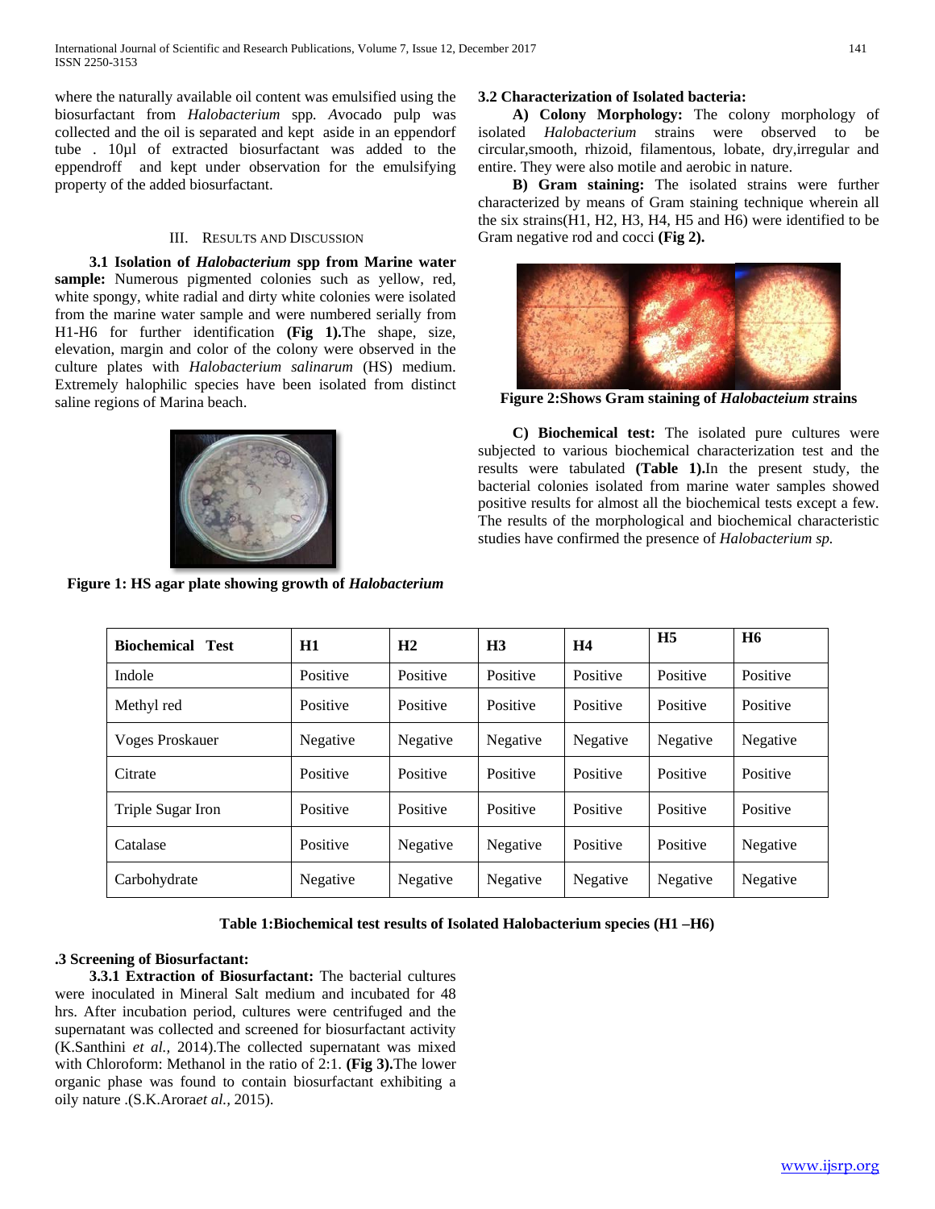where the naturally available oil content was emulsified using the biosurfactant from *Halobacterium* spp. *A*vocado pulp was collected and the oil is separated and kept aside in an eppendorf tube . 10µl of extracted biosurfactant was added to the eppendroff and kept under observation for the emulsifying property of the added biosurfactant.

## III. Results and Discussion

**3.1 Isolation of *Halobacterium* spp from Marine water sample:** Numerous pigmented colonies such as yellow, red, white spongy, white radial and dirty white colonies were isolated from the marine water sample and were numbered serially from H1-H6 for further identification **(Fig 1).**The shape, size, elevation, margin and color of the colony were observed in the culture plates with *Halobacterium salinarum* (HS) medium. Extremely halophilic species have been isolated from distinct saline regions of Marina beach.

**Figure 1: HS agar plate showing growth of *Halobacterium***

**3.2 Characterization of Isolated bacteria:**

**A) Colony Morphology:** The colony morphology of isolated *Halobacterium* strains were observed to be circular,smooth, rhizoid, filamentous, lobate, dry,irregular and entire. They were also motile and aerobic in nature.

**B) Gram staining:** The isolated strains were further characterized by means of Gram staining technique wherein all the six strains(H1, H2, H3, H4, H5 and H6) were identified to be Gram negative rod and cocci **(Fig 2).**

**Figure 2:Shows Gram staining of *Halobacteium s*trains**

**C) Biochemical test:** The isolated pure cultures were subjected to various biochemical characterization test and the results were tabulated **(Table 1).**In the present study, the bacterial colonies isolated from marine water samples showed positive results for almost all the biochemical tests except a few. The results of the morphological and biochemical characteristic studies have confirmed the presence of *Halobacterium sp.*

| Biochemical Test | H1 | H2 | H3 | H4 | H5 | H6 |
|---|---|---|---|---|---|---|
| Indole | Positive | Positive | Positive | Positive | Positive | Positive |
| Methyl red | Positive | Positive | Positive | Positive | Positive | Positive |
| Voges Proskauer | Negative | Negative | Negative | Negative | Negative | Negative |
| Citrate | Positive | Positive | Positive | Positive | Positive | Positive |
| Triple Sugar Iron | Positive | Positive | Positive | Positive | Positive | Positive |
| Catalase | Positive | Negative | Negative | Positive | Positive | Negative |
| Carbohydrate | Negative | Negative | Negative | Negative | Negative | Negative |

**Table 1:Biochemical test results of Isolated Halobacterium species (H1 –H6)**

**.3 Screening of Biosurfactant:**

**3.3.1 Extraction of Biosurfactant:** The bacterial cultures were inoculated in Mineral Salt medium and incubated for 48 hrs. After incubation period, cultures were centrifuged and the supernatant was collected and screened for biosurfactant activity (K.Santhini *et al.,* 2014).The collected supernatant was mixed with Chloroform: Methanol in the ratio of 2:1. **(Fig 3).**The lower organic phase was found to contain biosurfactant exhibiting a oily nature .(S.K.Arora*et al.,* 2015).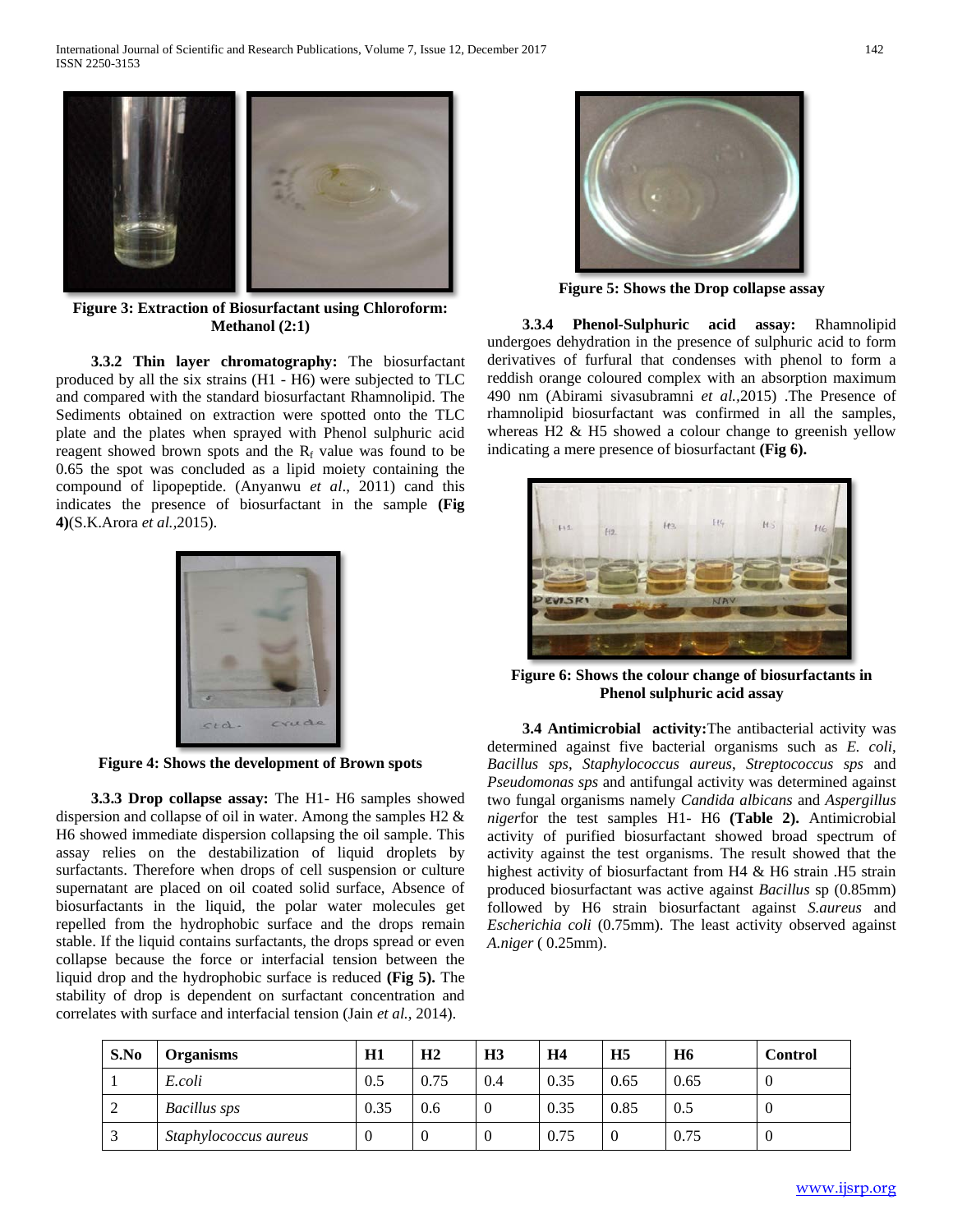Figure 3: Extraction of Biosurfactant using Chloroform: Methanol (2:1)

**3.3.2 Thin layer chromatography:** The biosurfactant produced by all the six strains (H1 - H6) were subjected to TLC and compared with the standard biosurfactant Rhamnolipid. The Sediments obtained on extraction were spotted onto the TLC plate and the plates when sprayed with Phenol sulphuric acid reagent showed brown spots and the $R_f$ value was found to be 0.65 the spot was concluded as a lipid moiety containing the compound of lipopeptide. (Anyanwu *et al*., 2011) cand this indicates the presence of biosurfactant in the sample **(Fig 4)**(S.K.Arora *et al.*,2015).

Figure 4: Shows the development of Brown spots

**3.3.3 Drop collapse assay:** The H1- H6 samples showed dispersion and collapse of oil in water. Among the samples H2 & H6 showed immediate dispersion collapsing the oil sample. This assay relies on the destabilization of liquid droplets by surfactants. Therefore when drops of cell suspension or culture supernatant are placed on oil coated solid surface, Absence of biosurfactants in the liquid, the polar water molecules get repelled from the hydrophobic surface and the drops remain stable. If the liquid contains surfactants, the drops spread or even collapse because the force or interfacial tension between the liquid drop and the hydrophobic surface is reduced **(Fig 5).** The stability of drop is dependent on surfactant concentration and correlates with surface and interfacial tension (Jain *et al.*, 2014).

Figure 5: Shows the Drop collapse assay

**3.3.4 Phenol-Sulphuric acid assay:** Rhamnolipid undergoes dehydration in the presence of sulphuric acid to form derivatives of furfural that condenses with phenol to form a reddish orange coloured complex with an absorption maximum 490 nm (Abirami sivasubramni *et al.*,2015) .The Presence of rhamnolipid biosurfactant was confirmed in all the samples, whereas H2 & H5 showed a colour change to greenish yellow indicating a mere presence of biosurfactant **(Fig 6).**

Figure 6: Shows the colour change of biosurfactants in Phenol sulphuric acid assay

**3.4 Antimicrobial activity:**The antibacterial activity was determined against five bacterial organisms such as *E. coli*, *Bacillus sps*, *Staphylococcus aureus*, *Streptococcus sps* and *Pseudomonas sps* and antifungal activity was determined against two fungal organisms namely *Candida albicans* and *Aspergillus niger*for the test samples H1- H6 **(Table 2).** Antimicrobial activity of purified biosurfactant showed broad spectrum of activity against the test organisms. The result showed that the highest activity of biosurfactant from H4 & H6 strain .H5 strain produced biosurfactant was active against *Bacillus* sp (0.85mm) followed by H6 strain biosurfactant against *S.aureus* and *Escherichia coli* (0.75mm). The least activity observed against *A.niger* ( 0.25mm).

| S.No | Organisms | H1 | H2 | H3 | H4 | H5 | H6 | Control |
|---|---|---|---|---|---|---|---|---|
| 1 | *E.coli* | 0.5 | 0.75 | 0.4 | 0.35 | 0.65 | 0.65 | 0 |
| 2 | *Bacillus sps* | 0.35 | 0.6 | 0 | 0.35 | 0.85 | 0.5 | 0 |
| 3 | *Staphylococcus aureus* | 0 | 0 | 0 | 0.75 | 0 | 0.75 | 0 |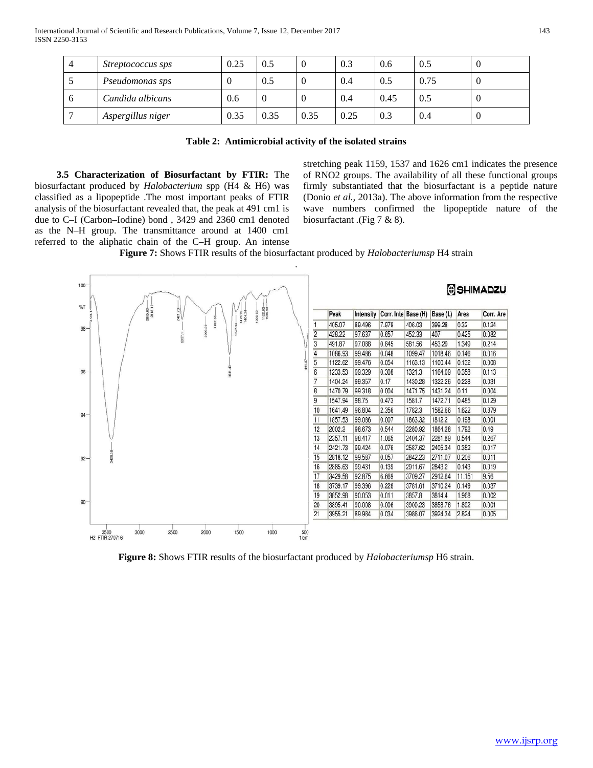| 4 | *Streptococcus sps* | 0.25 | 0.5 | 0 | 0.3 | 0.6 | 0.5 | 0 |
|---|---|---|---|---|---|---|---|---|
| 5 | *Pseudomonas sps* | 0 | 0.5 | 0 | 0.4 | 0.5 | 0.75 | 0 |
| 6 | *Candida albicans* | 0.6 | 0 | 0 | 0.4 | 0.45 | 0.5 | 0 |
| 7 | *Aspergillus niger* | 0.35 | 0.35 | 0.35 | 0.25 | 0.3 | 0.4 | 0 |

**Table 2: Antimicrobial activity of the isolated strains**

**3.5 Characterization of Biosurfactant by FTIR:** The biosurfactant produced by *Halobacterium* spp (H4 & H6) was classified as a lipopeptide .The most important peaks of FTIR analysis of the biosurfactant revealed that, the peak at 491 cm1 is due to C–I (Carbon–Iodine) bond , 3429 and 2360 cm1 denoted as the N–H group. The transmittance around at 1400 cm1 referred to the aliphatic chain of the C–H group. An intense stretching peak 1159, 1537 and 1626 cm1 indicates the presence of RNO2 groups. The availability of all these functional groups firmly substantiated that the biosurfactant is a peptide nature (Donio *et al.,* 2013a). The above information from the respective wave numbers confirmed the lipopeptide nature of the biosurfactant .(Fig 7 & 8).

**Figure 7:** Shows FTIR results of the biosurfactant produced by *Halobacteriumsp* H4 strain

| | Peak | Intensity | Corr. Inte | Base (H) | Base (L) | Area | Corr. Are |
|---|---|---|---|---|---|---|---|
| 1 | 405.07 | 89.496 | 7.979 | 406.03 | 399.28 | 0.32 | 0.124 |
| 2 | 428.22 | 97.637 | 0.657 | 452.33 | 407 | 0.425 | 0.082 |
| 3 | 491.87 | 97.088 | 0.845 | 581.56 | 453.29 | 1.349 | 0.214 |
| 4 | 1086.93 | 99.486 | 0.048 | 1099.47 | 1018.46 | 0.146 | 0.016 |
| 5 | 1122.62 | 99.476 | 0.054 | 1163.13 | 1100.44 | 0.132 | 0.008 |
| 6 | 1233.53 | 99.329 | 0.308 | 1321.3 | 1164.09 | 0.358 | 0.113 |
| 7 | 1404.24 | 99.357 | 0.17 | 1430.28 | 1322.26 | 0.228 | 0.031 |
| 8 | 1470.79 | 99.318 | 0.004 | 1471.75 | 1431.24 | 0.11 | 0.004 |
| 9 | 1547.94 | 98.75 | 0.473 | 1581.7 | 1472.71 | 0.485 | 0.129 |
| 10 | 1641.49 | 96.804 | 2.356 | 1782.3 | 1582.66 | 1.622 | 0.879 |
| 11 | 1857.53 | 99.086 | 0.007 | 1863.32 | 1812.2 | 0.198 | 0.001 |
| 12 | 2002.2 | 98.673 | 0.544 | 2280.92 | 1864.28 | 1.792 | 0.49 |
| 13 | 2357.11 | 98.417 | 1.065 | 2404.37 | 2281.89 | 0.544 | 0.267 |
| 14 | 2421.73 | 99.424 | 0.076 | 2587.62 | 2405.34 | 0.352 | 0.017 |
| 15 | 2818.12 | 99.587 | 0.057 | 2842.23 | 2711.07 | 0.206 | 0.011 |
| 16 | 2885.63 | 99.431 | 0.139 | 2911.67 | 2843.2 | 0.143 | 0.019 |
| 17 | 3429.58 | 92.875 | 6.669 | 3709.27 | 2912.64 | 11.151 | 9.56 |
| 18 | 3739.17 | 99.396 | 0.228 | 3761.61 | 3710.24 | 0.149 | 0.037 |
| 19 | 3852.98 | 90.053 | 0.011 | 3857.8 | 3814.4 | 1.968 | 0.002 |
| 20 | 3895.41 | 90.008 | 0.006 | 3900.23 | 3858.76 | 1.892 | 0.001 |
| 21 | 3955.21 | 89.984 | 0.034 | 3986.07 | 3924.34 | 2.824 | 0.005 |

**Figure 8:** Shows FTIR results of the biosurfactant produced by *Halobacteriumsp* H6 strain.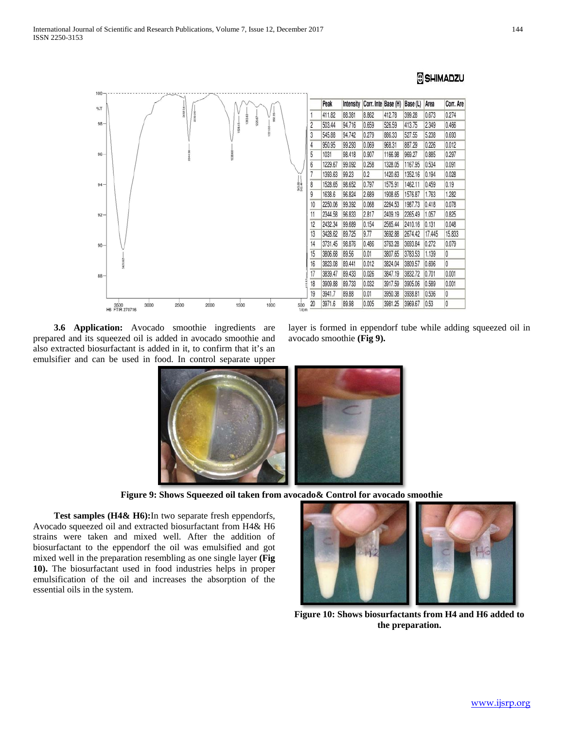| | Peak | Intensity | Corr. Inte | Base (H) | Base (L) | Area | Corr. Are |
|---|---|---|---|---|---|---|---|
| 1 | 411.82 | 88.381 | 8.862 | 412.78 | 399.28 | 0.673 | 0.274 |
| 2 | 503.44 | 94.716 | 0.659 | 526.59 | 413.75 | 2.349 | 0.466 |
| 3 | 545.88 | 94.742 | 0.279 | 886.33 | 527.55 | 5.238 | 0.693 |
| 4 | 950.95 | 99.293 | 0.069 | 968.31 | 887.29 | 0.226 | 0.012 |
| 5 | 1031 | 98.418 | 0.907 | 1166.98 | 969.27 | 0.885 | 0.297 |
| 6 | 1229.67 | 99.092 | 0.258 | 1328.05 | 1167.95 | 0.534 | 0.091 |
| 7 | 1393.63 | 99.23 | 0.2 | 1420.63 | 1352.16 | 0.194 | 0.028 |
| 8 | 1528.65 | 98.652 | 0.797 | 1575.91 | 1462.11 | 0.459 | 0.19 |
| 9 | 1638.6 | 96.824 | 2.689 | 1908.65 | 1576.87 | 1.763 | 1.282 |
| 10 | 2250.06 | 99.392 | 0.068 | 2264.53 | 1987.73 | 0.418 | 0.078 |
| 11 | 2344.58 | 96.833 | 2.817 | 2409.19 | 2265.49 | 1.057 | 0.825 |
| 12 | 2432.34 | 99.689 | 0.154 | 2565.44 | 2410.16 | 0.131 | 0.048 |
| 13 | 3428.62 | 89.725 | 9.77 | 3692.88 | 2674.42 | 17.445 | 15.833 |
| 14 | 3731.45 | 98.876 | 0.486 | 3763.28 | 3693.84 | 0.272 | 0.079 |
| 15 | 3806.68 | 89.56 | 0.01 | 3807.65 | 3783.53 | 1.139 | 0 |
| 16 | 3823.08 | 89.441 | 0.012 | 3824.04 | 3809.57 | 0.696 | 0 |
| 17 | 3839.47 | 89.433 | 0.026 | 3847.19 | 3832.72 | 0.701 | 0.001 |
| 18 | 3909.88 | 89.733 | 0.032 | 3917.59 | 3905.06 | 0.589 | 0.001 |
| 19 | 3941.7 | 89.88 | 0.01 | 3950.38 | 3938.81 | 0.536 | 0 |
| 20 | 3971.6 | 89.98 | 0.005 | 3981.25 | 3969.67 | 0.53 | 0 |

**3.6 Application:** Avocado smoothie ingredients are prepared and its squeezed oil is added in avocado smoothie and also extracted biosurfactant is added in it, to confirm that it's an emulsifier and can be used in food. In control separate upper layer is formed in eppendorf tube while adding squeezed oil in avocado smoothie **(Fig 9).**

**Figure 9: Shows Squeezed oil taken from avocado& Control for avocado smoothie**

**Test samples (H4& H6):** In two separate fresh eppendorfs, Avocado squeezed oil and extracted biosurfactant from H4& H6 strains were taken and mixed well. After the addition of biosurfactant to the eppendorf the oil was emulsified and got mixed well in the preparation resembling as one single layer **(Fig 10).** The biosurfactant used in food industries helps in proper emulsification of the oil and increases the absorption of the essential oils in the system.

**Figure 10: Shows biosurfactants from H4 and H6 added to the preparation.**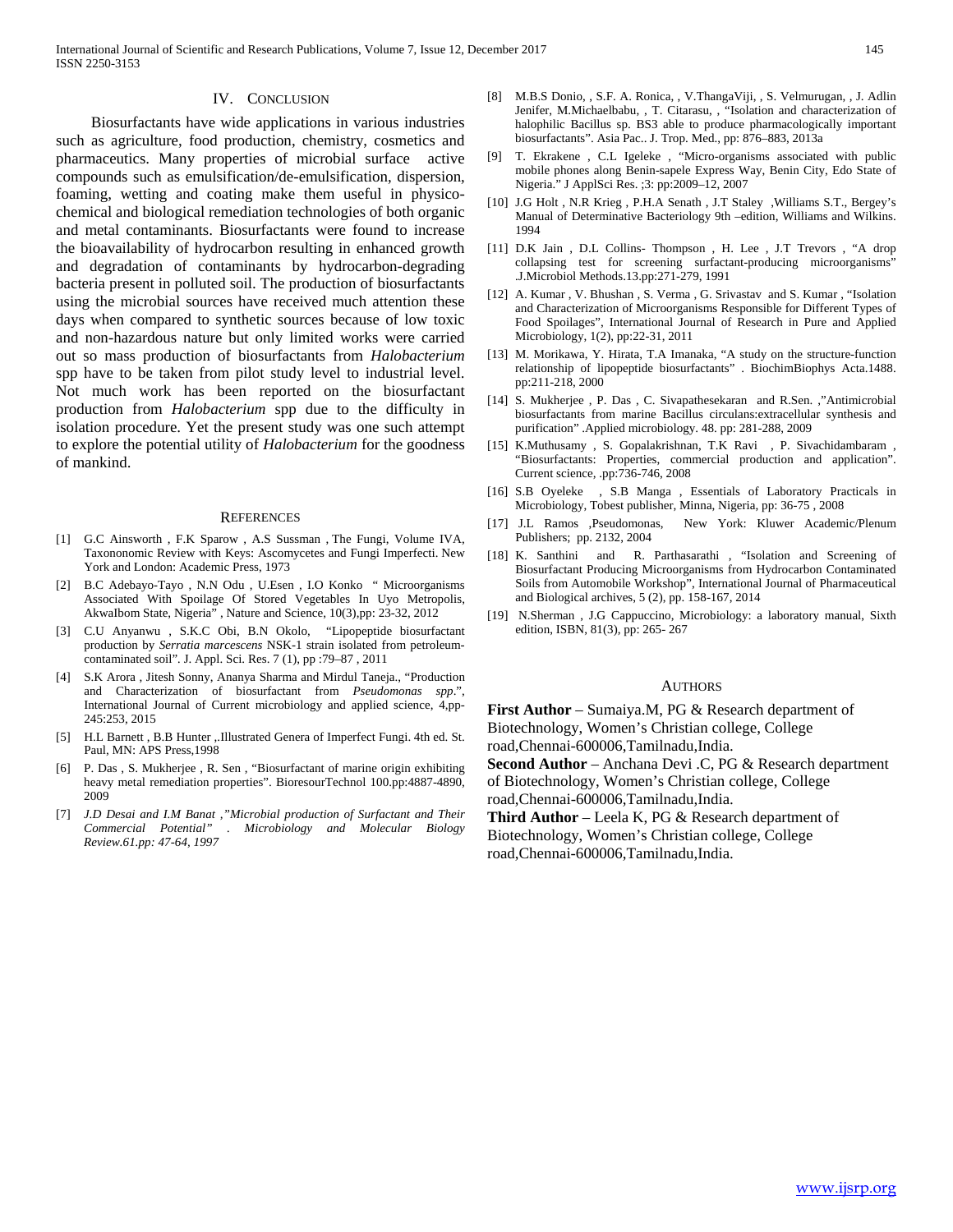## IV. Conclusion

Biosurfactants have wide applications in various industries such as agriculture, food production, chemistry, cosmetics and pharmaceutics. Many properties of microbial surface active compounds such as emulsification/de-emulsification, dispersion, foaming, wetting and coating make them useful in physico-chemical and biological remediation technologies of both organic and metal contaminants. Biosurfactants were found to increase the bioavailability of hydrocarbon resulting in enhanced growth and degradation of contaminants by hydrocarbon-degrading bacteria present in polluted soil. The production of biosurfactants using the microbial sources have received much attention these days when compared to synthetic sources because of low toxic and non-hazardous nature but only limited works were carried out so mass production of biosurfactants from *Halobacterium* spp have to be taken from pilot study level to industrial level. Not much work has been reported on the biosurfactant production from *Halobacterium* spp due to the difficulty in isolation procedure. Yet the present study was one such attempt to explore the potential utility of *Halobacterium* for the goodness of mankind.

## References

[1] G.C Ainsworth , F.K Sparow , A.S Sussman , The Fungi, Volume IVA, Taxononomic Review with Keys: Ascomycetes and Fungi Imperfecti. New York and London: Academic Press, 1973

[2] B.C Adebayo-Tayo , N.N Odu , U.Esen , I.O Konko " Microorganisms Associated With Spoilage Of Stored Vegetables In Uyo Metropolis, AkwaIbom State, Nigeria" , Nature and Science, 10(3),pp: 23-32, 2012

[3] C.U Anyanwu , S.K.C Obi, B.N Okolo, "Lipopeptide biosurfactant production by *Serratia marcescens* NSK-1 strain isolated from petroleum-contaminated soil". J. Appl. Sci. Res. 7 (1), pp :79–87 , 2011

[4] S.K Arora , Jitesh Sonny, Ananya Sharma and Mirdul Taneja., "Production and Characterization of biosurfactant from *Pseudomonas spp*.", International Journal of Current microbiology and applied science, 4,pp-245:253, 2015

[5] H.L Barnett , B.B Hunter ,.Illustrated Genera of Imperfect Fungi. 4th ed. St. Paul, MN: APS Press,1998

[6] P. Das , S. Mukherjee , R. Sen , "Biosurfactant of marine origin exhibiting heavy metal remediation properties". BioresourTechnol 100.pp:4887-4890, 2009

[7] *J.D Desai and I.M Banat ,"Microbial production of Surfactant and Their Commercial Potential" . Microbiology and Molecular Biology Review.61.pp: 47-64, 1997*

[8] M.B.S Donio, , S.F. A. Ronica, , V.ThangaViji, , S. Velmurugan, , J. Adlin Jenifer, M.Michaelbabu, , T. Citarasu, , "Isolation and characterization of halophilic Bacillus sp. BS3 able to produce pharmacologically important biosurfactants". Asia Pac.. J. Trop. Med., pp: 876–883, 2013a

[9] T. Ekrakene , C.L Igeleke , "Micro-organisms associated with public mobile phones along Benin-sapele Express Way, Benin City, Edo State of Nigeria." J ApplSci Res. ;3: pp:2009–12, 2007

[10] J.G Holt , N.R Krieg , P.H.A Senath , J.T Staley ,Williams S.T., Bergey's Manual of Determinative Bacteriology 9th –edition, Williams and Wilkins. 1994

[11] D.K Jain , D.L Collins- Thompson , H. Lee , J.T Trevors , "A drop collapsing test for screening surfactant-producing microorganisms" .J.Microbiol Methods.13.pp:271-279, 1991

[12] A. Kumar , V. Bhushan , S. Verma , G. Srivastav and S. Kumar , "Isolation and Characterization of Microorganisms Responsible for Different Types of Food Spoilages", International Journal of Research in Pure and Applied Microbiology, 1(2), pp:22-31, 2011

[13] M. Morikawa, Y. Hirata, T.A Imanaka, "A study on the structure-function relationship of lipopeptide biosurfactants" . BiochimBiophys Acta.1488. pp:211-218, 2000

[14] S. Mukherjee , P. Das , C. Sivapathesekaran and R.Sen. ,"Antimicrobial biosurfactants from marine Bacillus circulans:extracellular synthesis and purification" .Applied microbiology. 48. pp: 281-288, 2009

[15] K.Muthusamy , S. Gopalakrishnan, T.K Ravi , P. Sivachidambaram , "Biosurfactants: Properties, commercial production and application". Current science, .pp:736-746, 2008

[16] S.B Oyeleke , S.B Manga , Essentials of Laboratory Practicals in Microbiology, Tobest publisher, Minna, Nigeria, pp: 36-75 , 2008

[17] J.L Ramos ,Pseudomonas, New York: Kluwer Academic/Plenum Publishers; pp. 2132, 2004

[18] K. Santhini and R. Parthasarathi , "Isolation and Screening of Biosurfactant Producing Microorganisms from Hydrocarbon Contaminated Soils from Automobile Workshop", International Journal of Pharmaceutical and Biological archives, 5 (2), pp. 158-167, 2014

[19] N.Sherman , J.G Cappuccino, Microbiology: a laboratory manual, Sixth edition, ISBN, 81(3), pp: 265- 267

## Authors

**First Author** – Sumaiya.M, PG & Research department of Biotechnology, Women's Christian college, College road,Chennai-600006,Tamilnadu,India.

**Second Author** – Anchana Devi .C, PG & Research department of Biotechnology, Women's Christian college, College road,Chennai-600006,Tamilnadu,India.

**Third Author** – Leela K, PG & Research department of Biotechnology, Women's Christian college, College road,Chennai-600006,Tamilnadu,India.